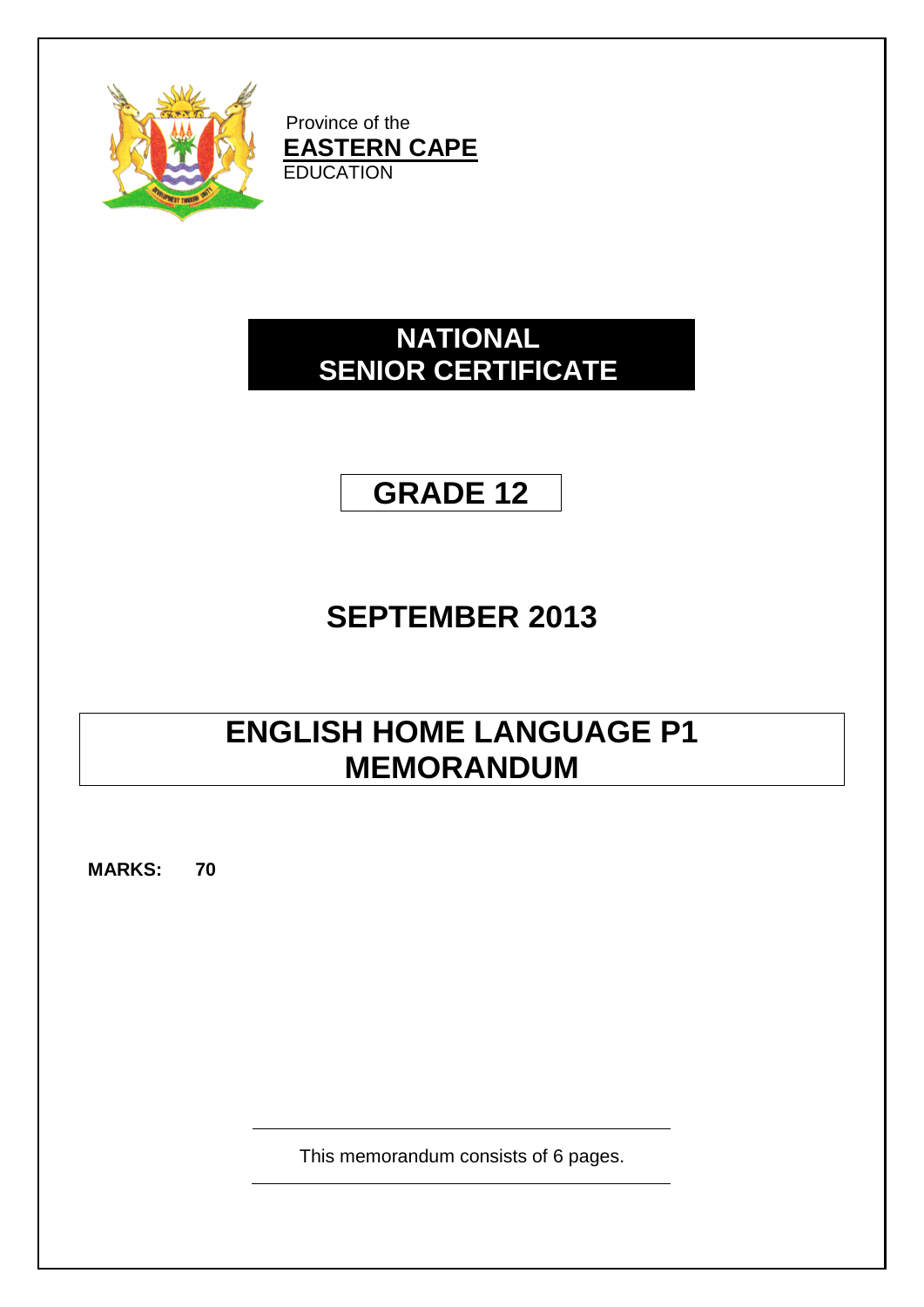Province of the
**EASTERN CAPE**
EDUCATION

# NATIONAL SENIOR CERTIFICATE

# GRADE 12

## SEPTEMBER 2013

# ENGLISH HOME LANGUAGE P1 MEMORANDUM

**MARKS: 70**

This memorandum consists of 6 pages.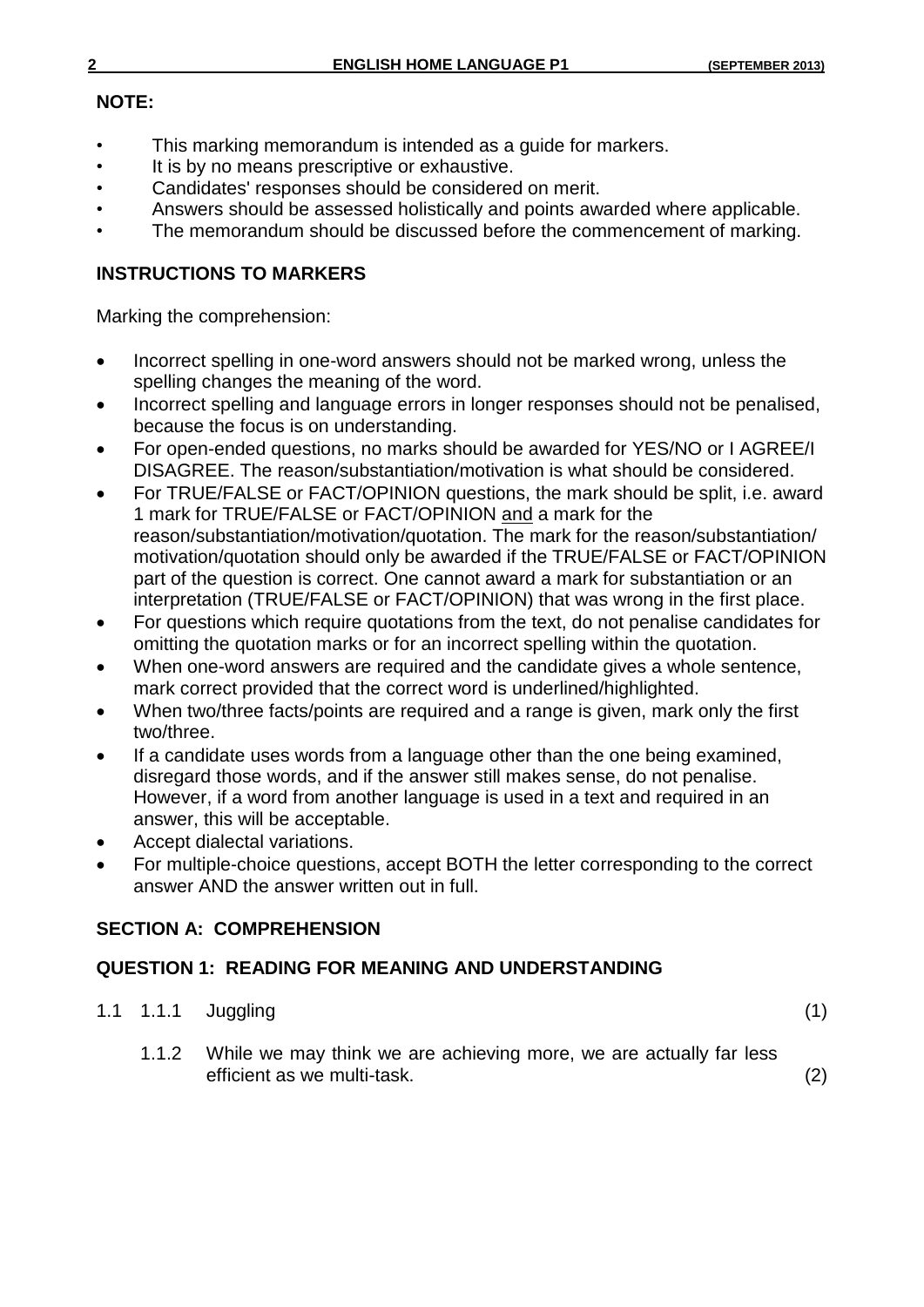**NOTE:**

- This marking memorandum is intended as a guide for markers.
- It is by no means prescriptive or exhaustive.
- Candidates' responses should be considered on merit.
- Answers should be assessed holistically and points awarded where applicable.
- The memorandum should be discussed before the commencement of marking.

**INSTRUCTIONS TO MARKERS**

Marking the comprehension:

- Incorrect spelling in one-word answers should not be marked wrong, unless the spelling changes the meaning of the word.
- Incorrect spelling and language errors in longer responses should not be penalised, because the focus is on understanding.
- For open-ended questions, no marks should be awarded for YES/NO or I AGREE/I DISAGREE. The reason/substantiation/motivation is what should be considered.
- For TRUE/FALSE or FACT/OPINION questions, the mark should be split, i.e. award 1 mark for TRUE/FALSE or FACT/OPINION and a mark for the reason/substantiation/motivation/quotation. The mark for the reason/substantiation/motivation/quotation should only be awarded if the TRUE/FALSE or FACT/OPINION part of the question is correct. One cannot award a mark for substantiation or an interpretation (TRUE/FALSE or FACT/OPINION) that was wrong in the first place.
- For questions which require quotations from the text, do not penalise candidates for omitting the quotation marks or for an incorrect spelling within the quotation.
- When one-word answers are required and the candidate gives a whole sentence, mark correct provided that the correct word is underlined/highlighted.
- When two/three facts/points are required and a range is given, mark only the first two/three.
- If a candidate uses words from a language other than the one being examined, disregard those words, and if the answer still makes sense, do not penalise. However, if a word from another language is used in a text and required in an answer, this will be acceptable.
- Accept dialectal variations.
- For multiple-choice questions, accept BOTH the letter corresponding to the correct answer AND the answer written out in full.

## SECTION A: COMPREHENSION

### QUESTION 1: READING FOR MEANING AND UNDERSTANDING

1.1 1.1.1 Juggling (1)

1.1.2 While we may think we are achieving more, we are actually far less efficient as we multi-task. (2)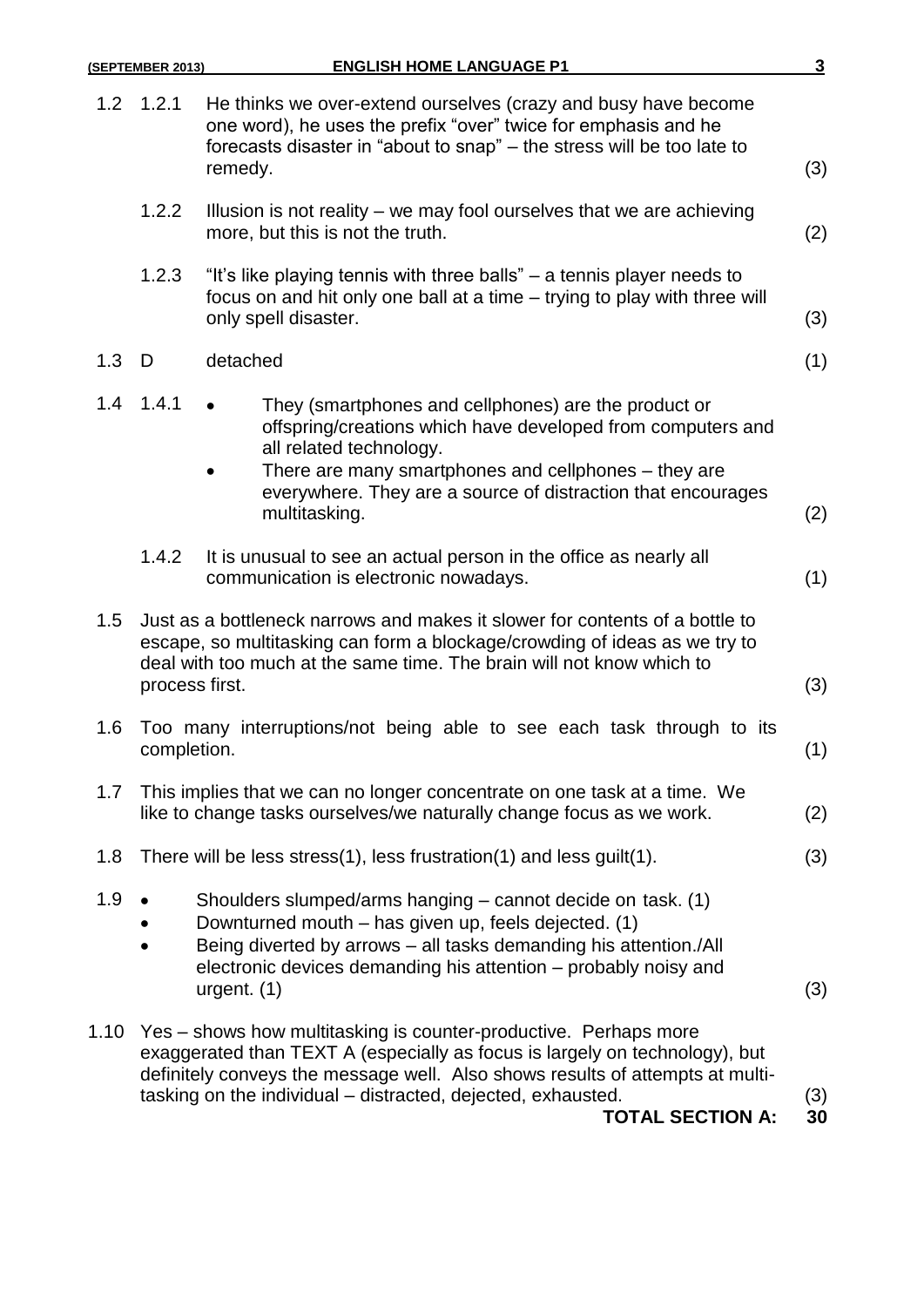1.2 1.2.1 He thinks we over-extend ourselves (crazy and busy have become one word), he uses the prefix "over" twice for emphasis and he forecasts disaster in "about to snap" – the stress will be too late to remedy. (3)

1.2.2 Illusion is not reality – we may fool ourselves that we are achieving more, but this is not the truth. (2)

1.2.3 "It's like playing tennis with three balls" – a tennis player needs to focus on and hit only one ball at a time – trying to play with three will only spell disaster. (3)

1.3 D detached (1)

1.4 1.4.1
- They (smartphones and cellphones) are the product or offspring/creations which have developed from computers and all related technology.
- There are many smartphones and cellphones – they are everywhere. They are a source of distraction that encourages multitasking. (2)

1.4.2 It is unusual to see an actual person in the office as nearly all communication is electronic nowadays. (1)

1.5 Just as a bottleneck narrows and makes it slower for contents of a bottle to escape, so multitasking can form a blockage/crowding of ideas as we try to deal with too much at the same time. The brain will not know which to process first. (3)

1.6 Too many interruptions/not being able to see each task through to its completion. (1)

1.7 This implies that we can no longer concentrate on one task at a time. We like to change tasks ourselves/we naturally change focus as we work. (2)

1.8 There will be less stress(1), less frustration(1) and less guilt(1). (3)

1.9
- Shoulders slumped/arms hanging – cannot decide on task. (1)
- Downturned mouth – has given up, feels dejected. (1)
- Being diverted by arrows – all tasks demanding his attention./All electronic devices demanding his attention – probably noisy and urgent. (1) (3)

1.10 Yes – shows how multitasking is counter-productive. Perhaps more exaggerated than TEXT A (especially as focus is largely on technology), but definitely conveys the message well. Also shows results of attempts at multi-tasking on the individual – distracted, dejected, exhausted. (3)

**TOTAL SECTION A: 30**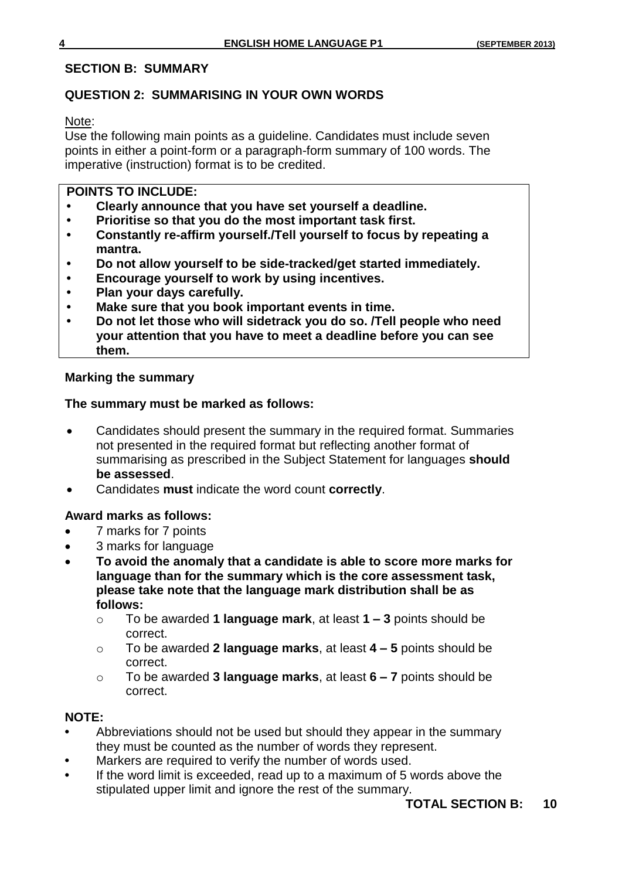## SECTION B: SUMMARY

### QUESTION 2: SUMMARISING IN YOUR OWN WORDS

Note:
Use the following main points as a guideline. Candidates must include seven points in either a point-form or a paragraph-form summary of 100 words. The imperative (instruction) format is to be credited.

**POINTS TO INCLUDE:**

- **Clearly announce that you have set yourself a deadline.**
- **Prioritise so that you do the most important task first.**
- **Constantly re-affirm yourself./Tell yourself to focus by repeating a mantra.**
- **Do not allow yourself to be side-tracked/get started immediately.**
- **Encourage yourself to work by using incentives.**
- **Plan your days carefully.**
- **Make sure that you book important events in time.**
- **Do not let those who will sidetrack you do so. /Tell people who need your attention that you have to meet a deadline before you can see them.**

**Marking the summary**

**The summary must be marked as follows:**

- Candidates should present the summary in the required format. Summaries not presented in the required format but reflecting another format of summarising as prescribed in the Subject Statement for languages **should be assessed**.
- Candidates **must** indicate the word count **correctly**.

**Award marks as follows:**

- 7 marks for 7 points
- 3 marks for language
- **To avoid the anomaly that a candidate is able to score more marks for language than for the summary which is the core assessment task, please take note that the language mark distribution shall be as follows:**
  - To be awarded **1 language mark**, at least **1 – 3** points should be correct.
  - To be awarded **2 language marks**, at least **4 – 5** points should be correct.
  - To be awarded **3 language marks**, at least **6 – 7** points should be correct.

**NOTE:**

- Abbreviations should not be used but should they appear in the summary they must be counted as the number of words they represent.
- Markers are required to verify the number of words used.
- If the word limit is exceeded, read up to a maximum of 5 words above the stipulated upper limit and ignore the rest of the summary.

**TOTAL SECTION B: 10**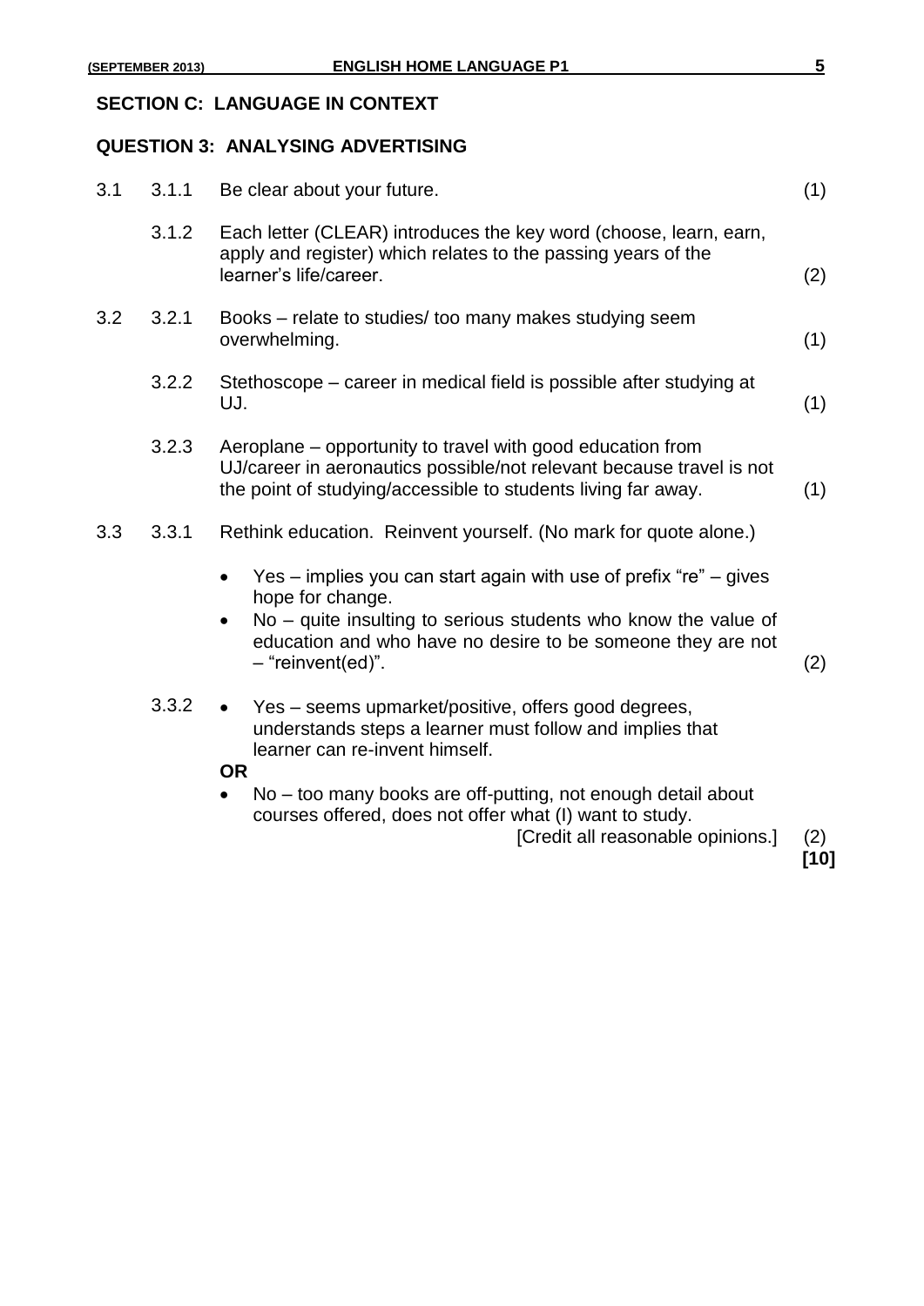## SECTION C: LANGUAGE IN CONTEXT

### QUESTION 3: ANALYSING ADVERTISING

| | | | |
|---|---|---|---|
| 3.1 | 3.1.1 | Be clear about your future. | (1) |
| | 3.1.2 | Each letter (CLEAR) introduces the key word (choose, learn, earn, apply and register) which relates to the passing years of the learner's life/career. | (2) |
| 3.2 | 3.2.1 | Books – relate to studies/ too many makes studying seem overwhelming. | (1) |
| | 3.2.2 | Stethoscope – career in medical field is possible after studying at UJ. | (1) |
| | 3.2.3 | Aeroplane – opportunity to travel with good education from UJ/career in aeronautics possible/not relevant because travel is not the point of studying/accessible to students living far away. | (1) |
| 3.3 | 3.3.1 | Rethink education. Reinvent yourself. (No mark for quote alone.)<br>• Yes – implies you can start again with use of prefix "re" – gives hope for change.<br>• No – quite insulting to serious students who know the value of education and who have no desire to be someone they are not – "reinvent(ed)". | (2) |
| | 3.3.2 | • Yes – seems upmarket/positive, offers good degrees, understands steps a learner must follow and implies that learner can re-invent himself.<br>**OR**<br>• No – too many books are off-putting, not enough detail about courses offered, does not offer what (I) want to study.<br>[Credit all reasonable opinions.] | (2)<br>**[10]** |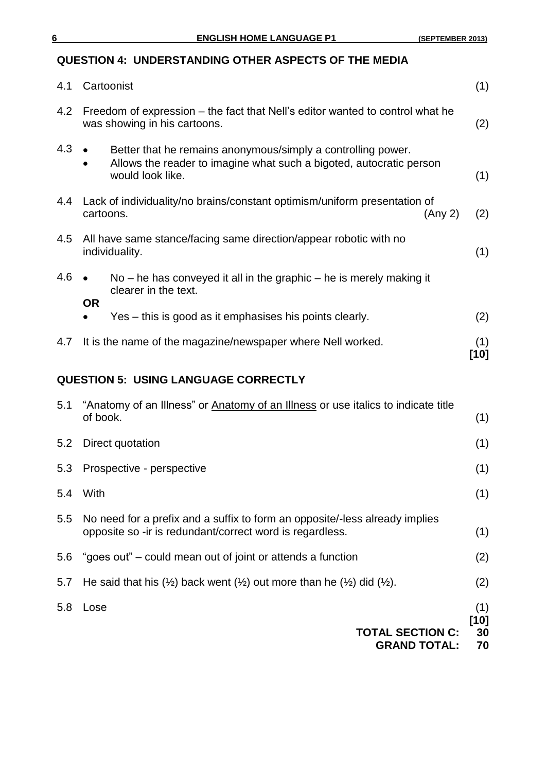## QUESTION 4: UNDERSTANDING OTHER ASPECTS OF THE MEDIA

| | | |
|---|---|---|
| 4.1 | Cartoonist | (1) |
| 4.2 | Freedom of expression – the fact that Nell's editor wanted to control what he was showing in his cartoons. | (2) |
| 4.3 | • Better that he remains anonymous/simply a controlling power. <br> • Allows the reader to imagine what such a bigoted, autocratic person would look like. | (1) |
| 4.4 | Lack of individuality/no brains/constant optimism/uniform presentation of cartoons. (Any 2) | (2) |
| 4.5 | All have same stance/facing same direction/appear robotic with no individuality. | (1) |
| 4.6 | • No – he has conveyed it all in the graphic – he is merely making it clearer in the text. <br> **OR** <br> • Yes – this is good as it emphasises his points clearly. | (2) |
| 4.7 | It is the name of the magazine/newspaper where Nell worked. | (1) **[10]** |

## QUESTION 5: USING LANGUAGE CORRECTLY

| | | |
|---|---|---|
| 5.1 | "Anatomy of an Illness" or <u>Anatomy of an Illness</u> or use italics to indicate title of book. | (1) |
| 5.2 | Direct quotation | (1) |
| 5.3 | Prospective - perspective | (1) |
| 5.4 | With | (1) |
| 5.5 | No need for a prefix and a suffix to form an opposite/-less already implies opposite so -ir is redundant/correct word is regardless. | (1) |
| 5.6 | "goes out" – could mean out of joint or attends a function | (2) |
| 5.7 | He said that his (½) back went (½) out more than he (½) did (½). | (2) |
| 5.8 | Lose | (1) **[10]** |

**TOTAL SECTION C: 30**

**GRAND TOTAL: 70**